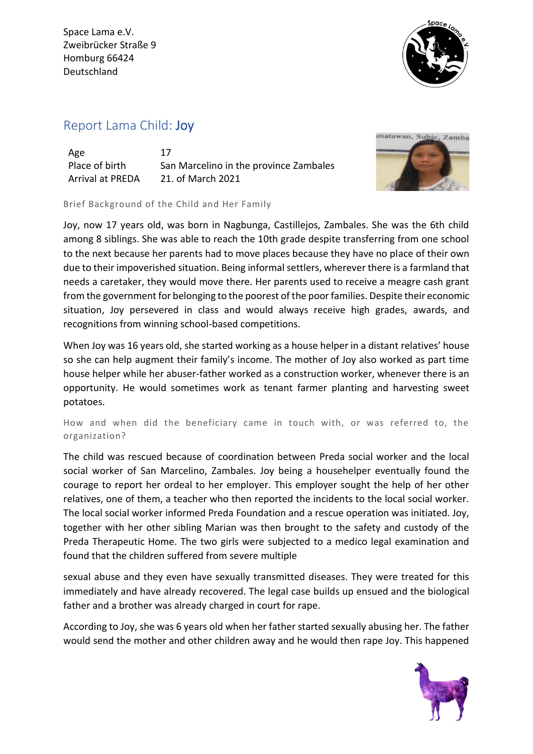Space Lama e.V.
Zweibrücker Straße 9
Homburg 66424
Deutschland

## Report Lama Child: Joy

| Age | 17 |
|---|---|
| Place of birth | San Marcelino in the province Zambales |
| Arrival at PREDA | 21. of March 2021 |

### Brief Background of the Child and Her Family

Joy, now 17 years old, was born in Nagbunga, Castillejos, Zambales. She was the 6th child among 8 siblings. She was able to reach the 10th grade despite transferring from one school to the next because her parents had to move places because they have no place of their own due to their impoverished situation. Being informal settlers, wherever there is a farmland that needs a caretaker, they would move there. Her parents used to receive a meagre cash grant from the government for belonging to the poorest of the poor families. Despite their economic situation, Joy persevered in class and would always receive high grades, awards, and recognitions from winning school-based competitions.

When Joy was 16 years old, she started working as a house helper in a distant relatives' house so she can help augment their family's income. The mother of Joy also worked as part time house helper while her abuser-father worked as a construction worker, whenever there is an opportunity. He would sometimes work as tenant farmer planting and harvesting sweet potatoes.

### How and when did the beneficiary came in touch with, or was referred to, the organization?

The child was rescued because of coordination between Preda social worker and the local social worker of San Marcelino, Zambales. Joy being a househelper eventually found the courage to report her ordeal to her employer. This employer sought the help of her other relatives, one of them, a teacher who then reported the incidents to the local social worker. The local social worker informed Preda Foundation and a rescue operation was initiated. Joy, together with her other sibling Marian was then brought to the safety and custody of the Preda Therapeutic Home. The two girls were subjected to a medico legal examination and found that the children suffered from severe multiple

sexual abuse and they even have sexually transmitted diseases. They were treated for this immediately and have already recovered. The legal case builds up ensued and the biological father and a brother was already charged in court for rape.

According to Joy, she was 6 years old when her father started sexually abusing her. The father would send the mother and other children away and he would then rape Joy. This happened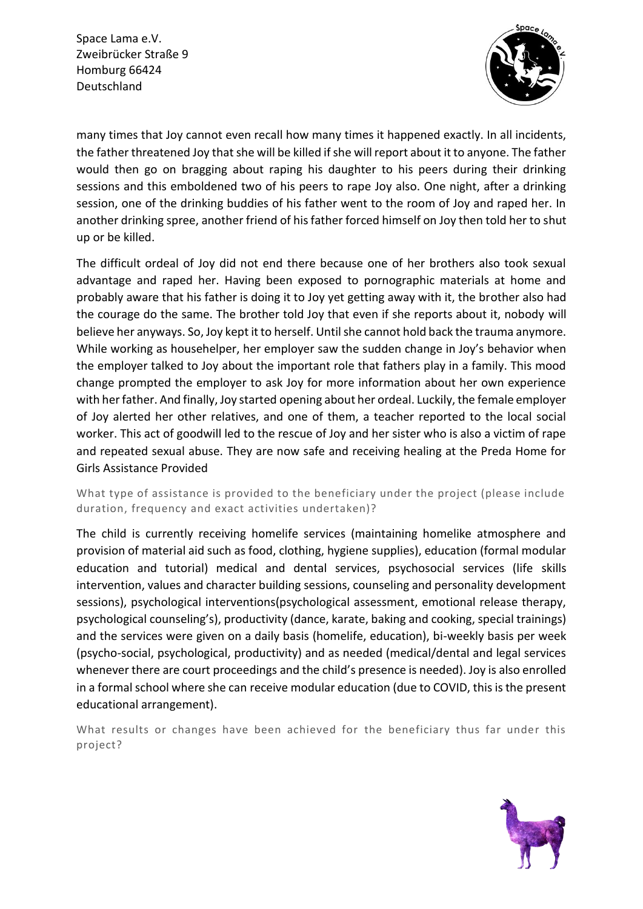many times that Joy cannot even recall how many times it happened exactly. In all incidents, the father threatened Joy that she will be killed if she will report about it to anyone. The father would then go on bragging about raping his daughter to his peers during their drinking sessions and this emboldened two of his peers to rape Joy also. One night, after a drinking session, one of the drinking buddies of his father went to the room of Joy and raped her. In another drinking spree, another friend of his father forced himself on Joy then told her to shut up or be killed.

The difficult ordeal of Joy did not end there because one of her brothers also took sexual advantage and raped her. Having been exposed to pornographic materials at home and probably aware that his father is doing it to Joy yet getting away with it, the brother also had the courage do the same. The brother told Joy that even if she reports about it, nobody will believe her anyways. So, Joy kept it to herself. Until she cannot hold back the trauma anymore. While working as househelper, her employer saw the sudden change in Joy's behavior when the employer talked to Joy about the important role that fathers play in a family. This mood change prompted the employer to ask Joy for more information about her own experience with her father. And finally, Joy started opening about her ordeal. Luckily, the female employer of Joy alerted her other relatives, and one of them, a teacher reported to the local social worker. This act of goodwill led to the rescue of Joy and her sister who is also a victim of rape and repeated sexual abuse. They are now safe and receiving healing at the Preda Home for Girls Assistance Provided

What type of assistance is provided to the beneficiary under the project (please include duration, frequency and exact activities undertaken)?

The child is currently receiving homelife services (maintaining homelike atmosphere and provision of material aid such as food, clothing, hygiene supplies), education (formal modular education and tutorial) medical and dental services, psychosocial services (life skills intervention, values and character building sessions, counseling and personality development sessions), psychological interventions(psychological assessment, emotional release therapy, psychological counseling's), productivity (dance, karate, baking and cooking, special trainings) and the services were given on a daily basis (homelife, education), bi-weekly basis per week (psycho-social, psychological, productivity) and as needed (medical/dental and legal services whenever there are court proceedings and the child's presence is needed). Joy is also enrolled in a formal school where she can receive modular education (due to COVID, this is the present educational arrangement).

What results or changes have been achieved for the beneficiary thus far under this project?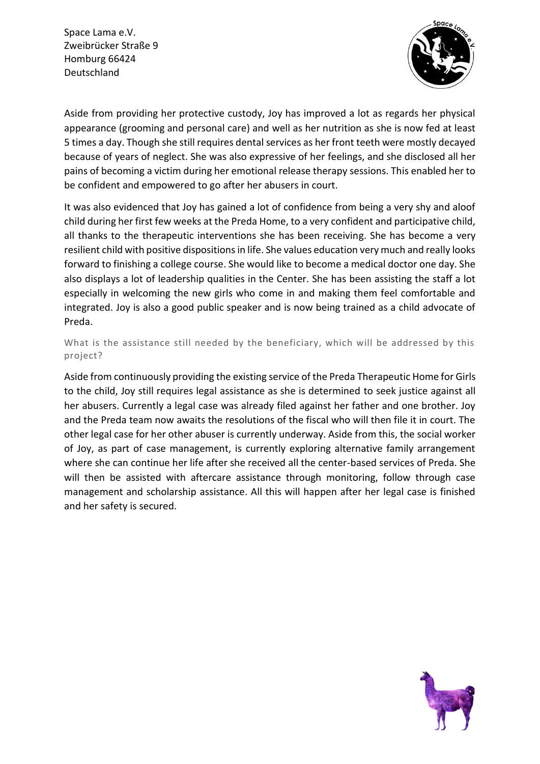Aside from providing her protective custody, Joy has improved a lot as regards her physical appearance (grooming and personal care) and well as her nutrition as she is now fed at least 5 times a day. Though she still requires dental services as her front teeth were mostly decayed because of years of neglect. She was also expressive of her feelings, and she disclosed all her pains of becoming a victim during her emotional release therapy sessions. This enabled her to be confident and empowered to go after her abusers in court.

It was also evidenced that Joy has gained a lot of confidence from being a very shy and aloof child during her first few weeks at the Preda Home, to a very confident and participative child, all thanks to the therapeutic interventions she has been receiving. She has become a very resilient child with positive dispositions in life. She values education very much and really looks forward to finishing a college course. She would like to become a medical doctor one day. She also displays a lot of leadership qualities in the Center. She has been assisting the staff a lot especially in welcoming the new girls who come in and making them feel comfortable and integrated. Joy is also a good public speaker and is now being trained as a child advocate of Preda.

### What is the assistance still needed by the beneficiary, which will be addressed by this project?

Aside from continuously providing the existing service of the Preda Therapeutic Home for Girls to the child, Joy still requires legal assistance as she is determined to seek justice against all her abusers. Currently a legal case was already filed against her father and one brother. Joy and the Preda team now awaits the resolutions of the fiscal who will then file it in court. The other legal case for her other abuser is currently underway. Aside from this, the social worker of Joy, as part of case management, is currently exploring alternative family arrangement where she can continue her life after she received all the center-based services of Preda. She will then be assisted with aftercare assistance through monitoring, follow through case management and scholarship assistance. All this will happen after her legal case is finished and her safety is secured.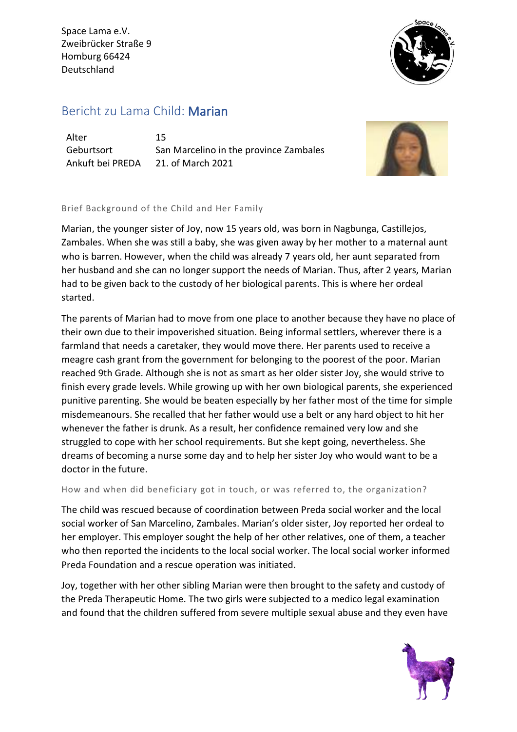Space Lama e.V.
Zweibrücker Straße 9
Homburg 66424
Deutschland

## Bericht zu Lama Child: **Marian**

| | |
|---|---|
| Alter | 15 |
| Geburtsort | San Marcelino in the province Zambales |
| Ankuft bei PREDA | 21. of March 2021 |

### Brief Background of the Child and Her Family

Marian, the younger sister of Joy, now 15 years old, was born in Nagbunga, Castillejos, Zambales. When she was still a baby, she was given away by her mother to a maternal aunt who is barren. However, when the child was already 7 years old, her aunt separated from her husband and she can no longer support the needs of Marian. Thus, after 2 years, Marian had to be given back to the custody of her biological parents. This is where her ordeal started.

The parents of Marian had to move from one place to another because they have no place of their own due to their impoverished situation. Being informal settlers, wherever there is a farmland that needs a caretaker, they would move there. Her parents used to receive a meagre cash grant from the government for belonging to the poorest of the poor. Marian reached 9th Grade. Although she is not as smart as her older sister Joy, she would strive to finish every grade levels. While growing up with her own biological parents, she experienced punitive parenting. She would be beaten especially by her father most of the time for simple misdemeanours. She recalled that her father would use a belt or any hard object to hit her whenever the father is drunk. As a result, her confidence remained very low and she struggled to cope with her school requirements. But she kept going, nevertheless. She dreams of becoming a nurse some day and to help her sister Joy who would want to be a doctor in the future.

### How and when did beneficiary got in touch, or was referred to, the organization?

The child was rescued because of coordination between Preda social worker and the local social worker of San Marcelino, Zambales. Marian's older sister, Joy reported her ordeal to her employer. This employer sought the help of her other relatives, one of them, a teacher who then reported the incidents to the local social worker. The local social worker informed Preda Foundation and a rescue operation was initiated.

Joy, together with her other sibling Marian were then brought to the safety and custody of the Preda Therapeutic Home. The two girls were subjected to a medico legal examination and found that the children suffered from severe multiple sexual abuse and they even have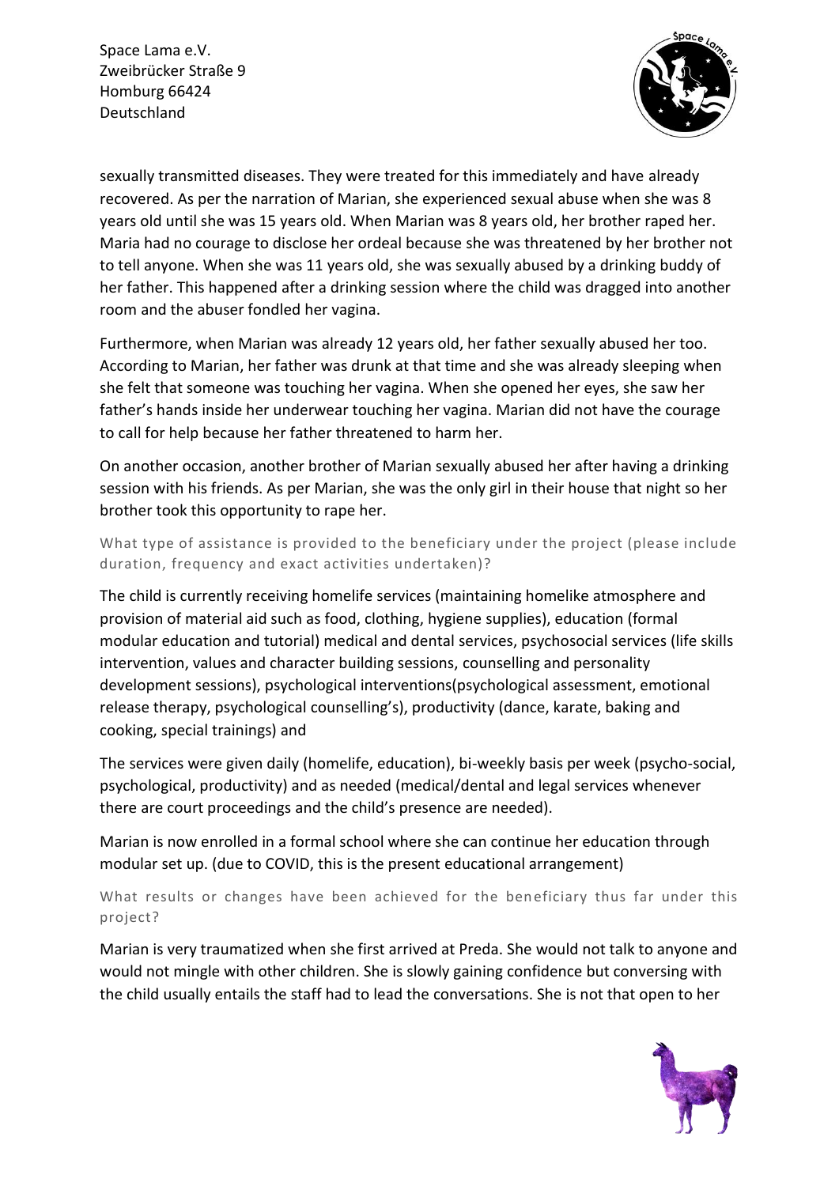sexually transmitted diseases. They were treated for this immediately and have already recovered. As per the narration of Marian, she experienced sexual abuse when she was 8 years old until she was 15 years old. When Marian was 8 years old, her brother raped her. Maria had no courage to disclose her ordeal because she was threatened by her brother not to tell anyone. When she was 11 years old, she was sexually abused by a drinking buddy of her father. This happened after a drinking session where the child was dragged into another room and the abuser fondled her vagina.

Furthermore, when Marian was already 12 years old, her father sexually abused her too. According to Marian, her father was drunk at that time and she was already sleeping when she felt that someone was touching her vagina. When she opened her eyes, she saw her father's hands inside her underwear touching her vagina. Marian did not have the courage to call for help because her father threatened to harm her.

On another occasion, another brother of Marian sexually abused her after having a drinking session with his friends. As per Marian, she was the only girl in their house that night so her brother took this opportunity to rape her.

### What type of assistance is provided to the beneficiary under the project (please include duration, frequency and exact activities undertaken)?

The child is currently receiving homelife services (maintaining homelike atmosphere and provision of material aid such as food, clothing, hygiene supplies), education (formal modular education and tutorial) medical and dental services, psychosocial services (life skills intervention, values and character building sessions, counselling and personality development sessions), psychological interventions(psychological assessment, emotional release therapy, psychological counselling's), productivity (dance, karate, baking and cooking, special trainings) and

The services were given daily (homelife, education), bi-weekly basis per week (psycho-social, psychological, productivity) and as needed (medical/dental and legal services whenever there are court proceedings and the child's presence are needed).

Marian is now enrolled in a formal school where she can continue her education through modular set up. (due to COVID, this is the present educational arrangement)

### What results or changes have been achieved for the beneficiary thus far under this project?

Marian is very traumatized when she first arrived at Preda. She would not talk to anyone and would not mingle with other children. She is slowly gaining confidence but conversing with the child usually entails the staff had to lead the conversations. She is not that open to her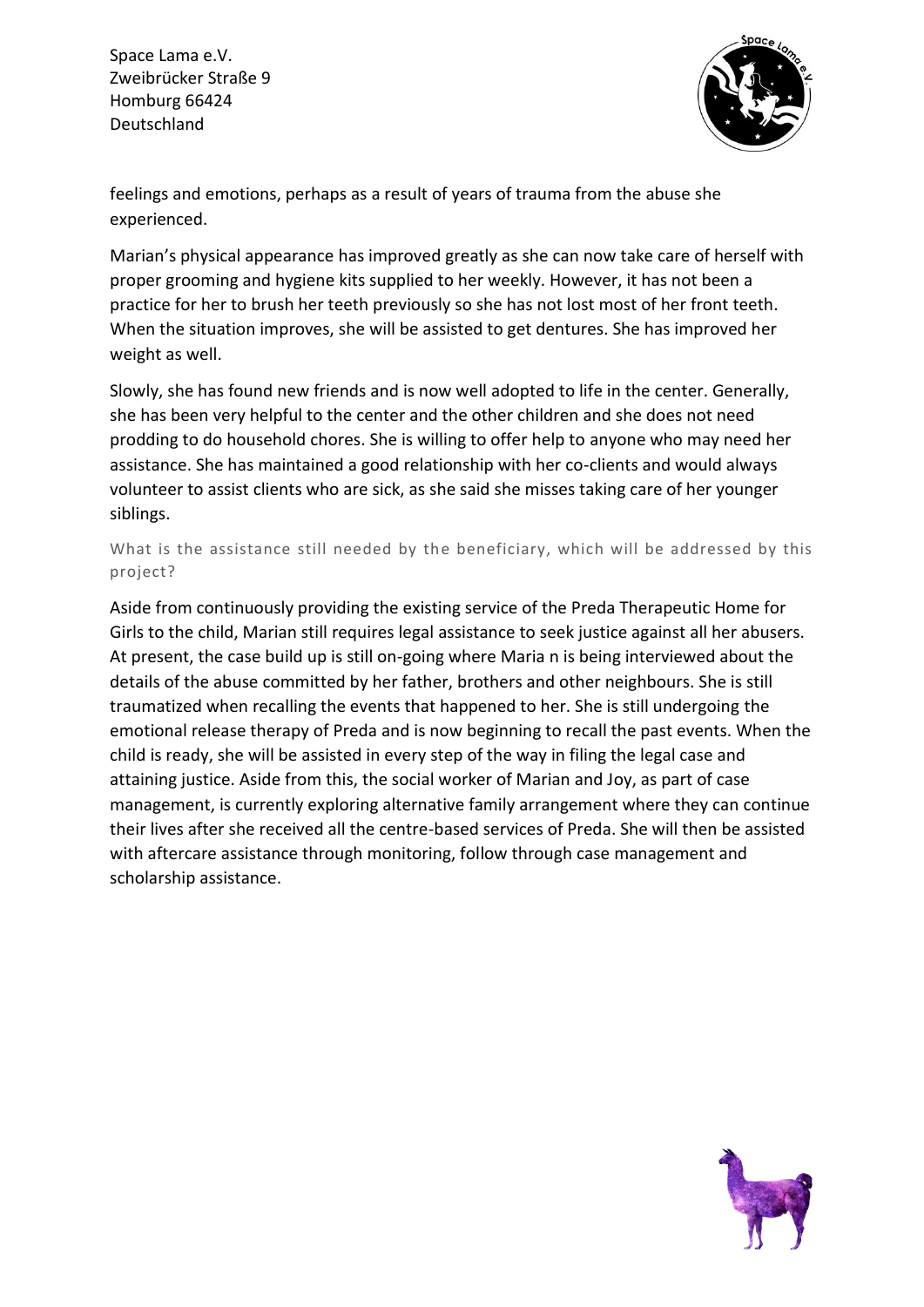feelings and emotions, perhaps as a result of years of trauma from the abuse she experienced.

Marian's physical appearance has improved greatly as she can now take care of herself with proper grooming and hygiene kits supplied to her weekly. However, it has not been a practice for her to brush her teeth previously so she has not lost most of her front teeth. When the situation improves, she will be assisted to get dentures. She has improved her weight as well.

Slowly, she has found new friends and is now well adopted to life in the center. Generally, she has been very helpful to the center and the other children and she does not need prodding to do household chores. She is willing to offer help to anyone who may need her assistance. She has maintained a good relationship with her co-clients and would always volunteer to assist clients who are sick, as she said she misses taking care of her younger siblings.

### What is the assistance still needed by the beneficiary, which will be addressed by this project?

Aside from continuously providing the existing service of the Preda Therapeutic Home for Girls to the child, Marian still requires legal assistance to seek justice against all her abusers. At present, the case build up is still on-going where Maria n is being interviewed about the details of the abuse committed by her father, brothers and other neighbours. She is still traumatized when recalling the events that happened to her. She is still undergoing the emotional release therapy of Preda and is now beginning to recall the past events. When the child is ready, she will be assisted in every step of the way in filing the legal case and attaining justice. Aside from this, the social worker of Marian and Joy, as part of case management, is currently exploring alternative family arrangement where they can continue their lives after she received all the centre-based services of Preda. She will then be assisted with aftercare assistance through monitoring, follow through case management and scholarship assistance.